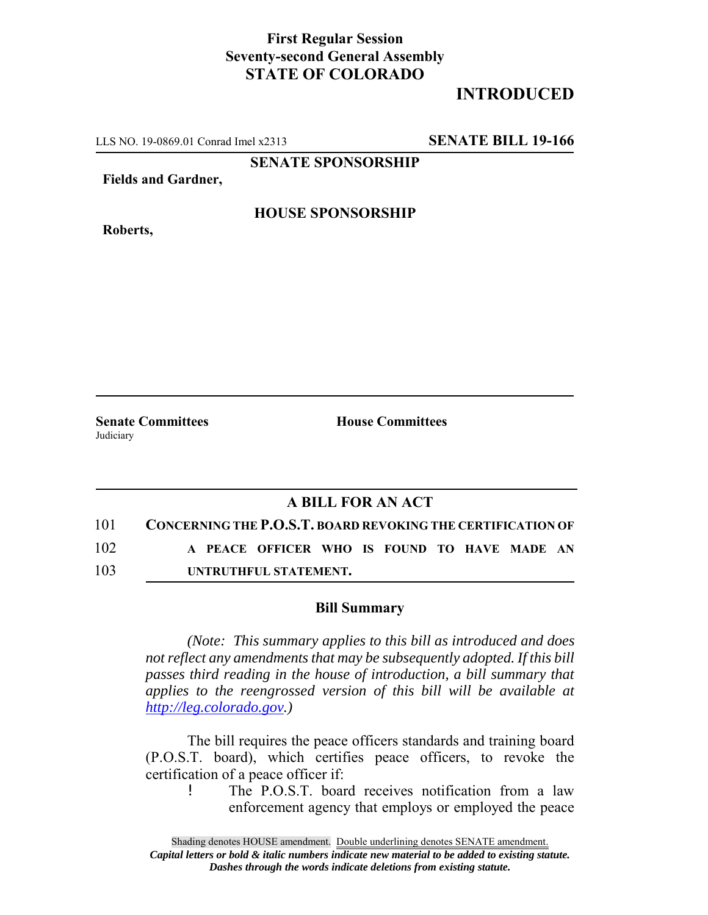**First Regular Session**
**Seventy-second General Assembly**
**STATE OF COLORADO**

**INTRODUCED**

LLS NO. 19-0869.01 Conrad Imel x2313 **SENATE BILL 19-166**

**SENATE SPONSORSHIP**

**Fields and Gardner,**

**HOUSE SPONSORSHIP**

**Roberts,**

**Senate Committees**
Judiciary

**House Committees**

## A BILL FOR AN ACT

101 **CONCERNING THE P.O.S.T. BOARD REVOKING THE CERTIFICATION OF**
102 **A PEACE OFFICER WHO IS FOUND TO HAVE MADE AN**
103 **UNTRUTHFUL STATEMENT.**

### Bill Summary

*(Note: This summary applies to this bill as introduced and does not reflect any amendments that may be subsequently adopted. If this bill passes third reading in the house of introduction, a bill summary that applies to the reengrossed version of this bill will be available at http://leg.colorado.gov.)*

The bill requires the peace officers standards and training board (P.O.S.T. board), which certifies peace officers, to revoke the certification of a peace officer if:

- The P.O.S.T. board receives notification from a law enforcement agency that employs or employed the peace

Shading denotes HOUSE amendment. Double underlining denotes SENATE amendment.
*Capital letters or bold & italic numbers indicate new material to be added to existing statute.*
*Dashes through the words indicate deletions from existing statute.*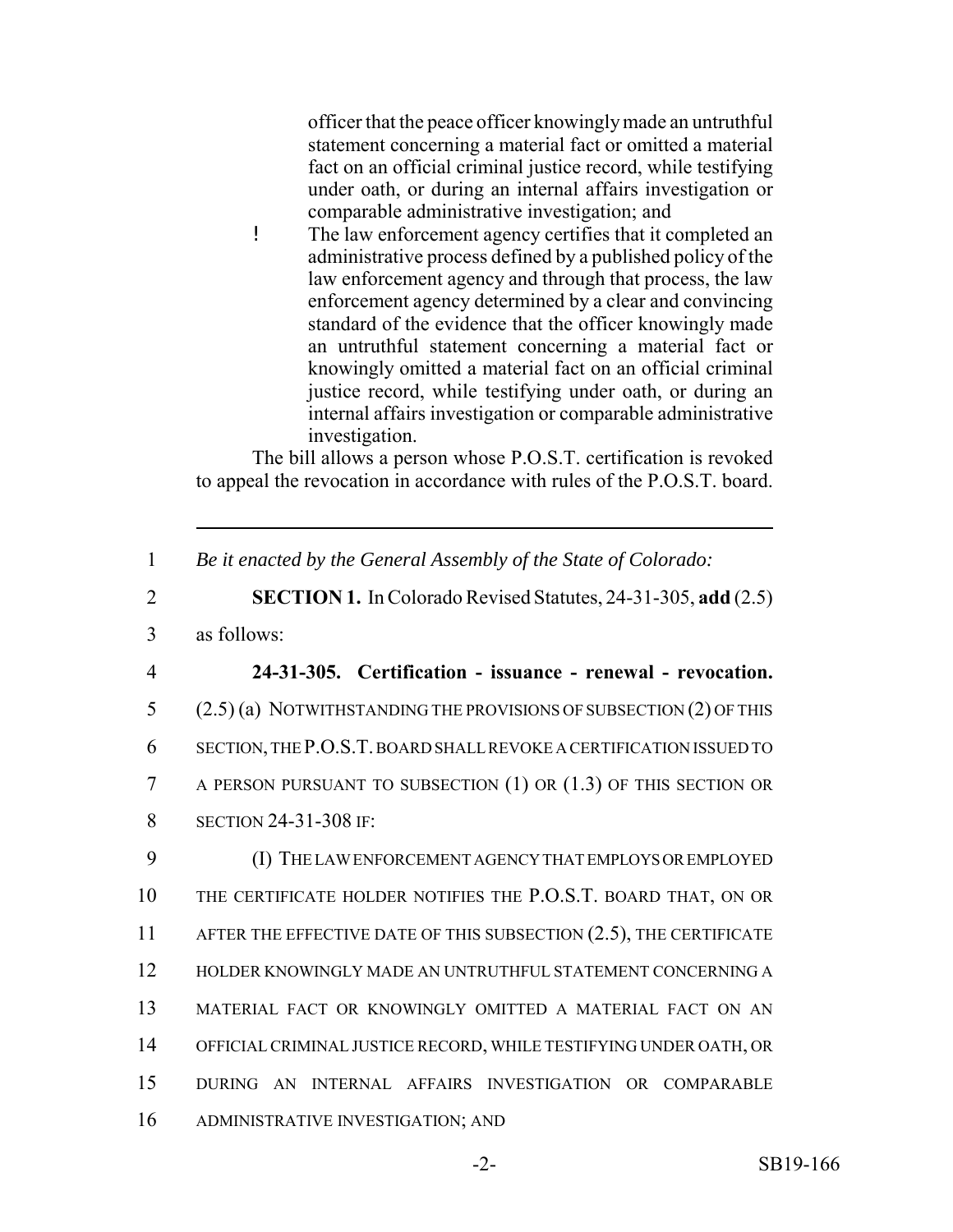officer that the peace officer knowingly made an untruthful statement concerning a material fact or omitted a material fact on an official criminal justice record, while testifying under oath, or during an internal affairs investigation or comparable administrative investigation; and

- The law enforcement agency certifies that it completed an administrative process defined by a published policy of the law enforcement agency and through that process, the law enforcement agency determined by a clear and convincing standard of the evidence that the officer knowingly made an untruthful statement concerning a material fact or knowingly omitted a material fact on an official criminal justice record, while testifying under oath, or during an internal affairs investigation or comparable administrative investigation.

The bill allows a person whose P.O.S.T. certification is revoked to appeal the revocation in accordance with rules of the P.O.S.T. board.

---

1 *Be it enacted by the General Assembly of the State of Colorado:*

2 **SECTION 1.** In Colorado Revised Statutes, 24-31-305, **add** (2.5)
3 as follows:

4 **24-31-305. Certification - issuance - renewal - revocation.**
5 (2.5) (a) NOTWITHSTANDING THE PROVISIONS OF SUBSECTION (2) OF THIS
6 SECTION, THE P.O.S.T. BOARD SHALL REVOKE A CERTIFICATION ISSUED TO
7 A PERSON PURSUANT TO SUBSECTION (1) OR (1.3) OF THIS SECTION OR
8 SECTION 24-31-308 IF:

9 (I) THE LAW ENFORCEMENT AGENCY THAT EMPLOYS OR EMPLOYED
10 THE CERTIFICATE HOLDER NOTIFIES THE P.O.S.T. BOARD THAT, ON OR
11 AFTER THE EFFECTIVE DATE OF THIS SUBSECTION (2.5), THE CERTIFICATE
12 HOLDER KNOWINGLY MADE AN UNTRUTHFUL STATEMENT CONCERNING A
13 MATERIAL FACT OR KNOWINGLY OMITTED A MATERIAL FACT ON AN
14 OFFICIAL CRIMINAL JUSTICE RECORD, WHILE TESTIFYING UNDER OATH, OR
15 DURING AN INTERNAL AFFAIRS INVESTIGATION OR COMPARABLE
16 ADMINISTRATIVE INVESTIGATION; AND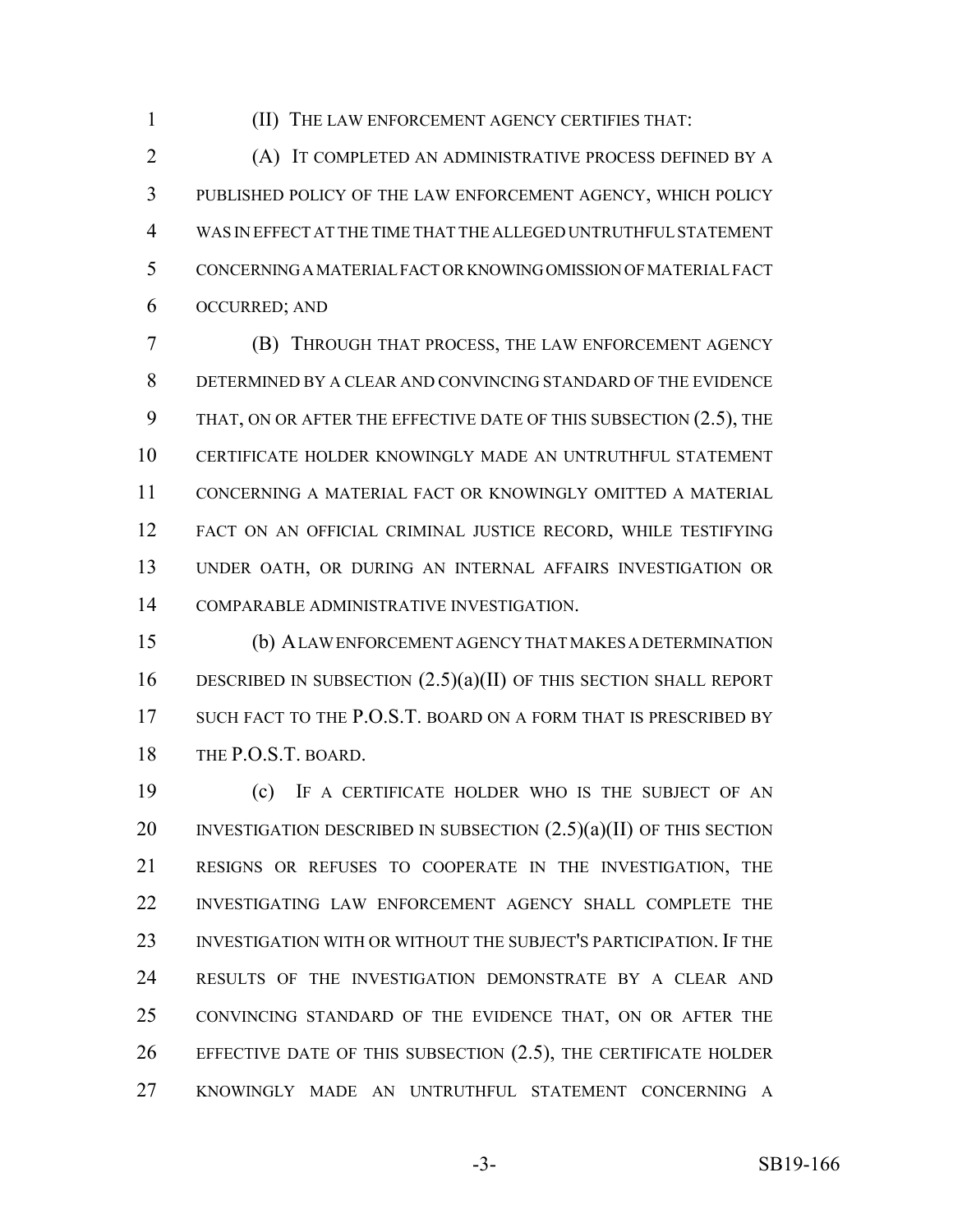(II) THE LAW ENFORCEMENT AGENCY CERTIFIES THAT:

(A) IT COMPLETED AN ADMINISTRATIVE PROCESS DEFINED BY A PUBLISHED POLICY OF THE LAW ENFORCEMENT AGENCY, WHICH POLICY WAS IN EFFECT AT THE TIME THAT THE ALLEGED UNTRUTHFUL STATEMENT CONCERNING A MATERIAL FACT OR KNOWING OMISSION OF MATERIAL FACT OCCURRED; AND

(B) THROUGH THAT PROCESS, THE LAW ENFORCEMENT AGENCY DETERMINED BY A CLEAR AND CONVINCING STANDARD OF THE EVIDENCE THAT, ON OR AFTER THE EFFECTIVE DATE OF THIS SUBSECTION (2.5), THE CERTIFICATE HOLDER KNOWINGLY MADE AN UNTRUTHFUL STATEMENT CONCERNING A MATERIAL FACT OR KNOWINGLY OMITTED A MATERIAL FACT ON AN OFFICIAL CRIMINAL JUSTICE RECORD, WHILE TESTIFYING UNDER OATH, OR DURING AN INTERNAL AFFAIRS INVESTIGATION OR COMPARABLE ADMINISTRATIVE INVESTIGATION.

(b) A LAW ENFORCEMENT AGENCY THAT MAKES A DETERMINATION DESCRIBED IN SUBSECTION (2.5)(a)(II) OF THIS SECTION SHALL REPORT SUCH FACT TO THE P.O.S.T. BOARD ON A FORM THAT IS PRESCRIBED BY THE P.O.S.T. BOARD.

(c) IF A CERTIFICATE HOLDER WHO IS THE SUBJECT OF AN INVESTIGATION DESCRIBED IN SUBSECTION (2.5)(a)(II) OF THIS SECTION RESIGNS OR REFUSES TO COOPERATE IN THE INVESTIGATION, THE INVESTIGATING LAW ENFORCEMENT AGENCY SHALL COMPLETE THE INVESTIGATION WITH OR WITHOUT THE SUBJECT'S PARTICIPATION. IF THE RESULTS OF THE INVESTIGATION DEMONSTRATE BY A CLEAR AND CONVINCING STANDARD OF THE EVIDENCE THAT, ON OR AFTER THE EFFECTIVE DATE OF THIS SUBSECTION (2.5), THE CERTIFICATE HOLDER KNOWINGLY MADE AN UNTRUTHFUL STATEMENT CONCERNING A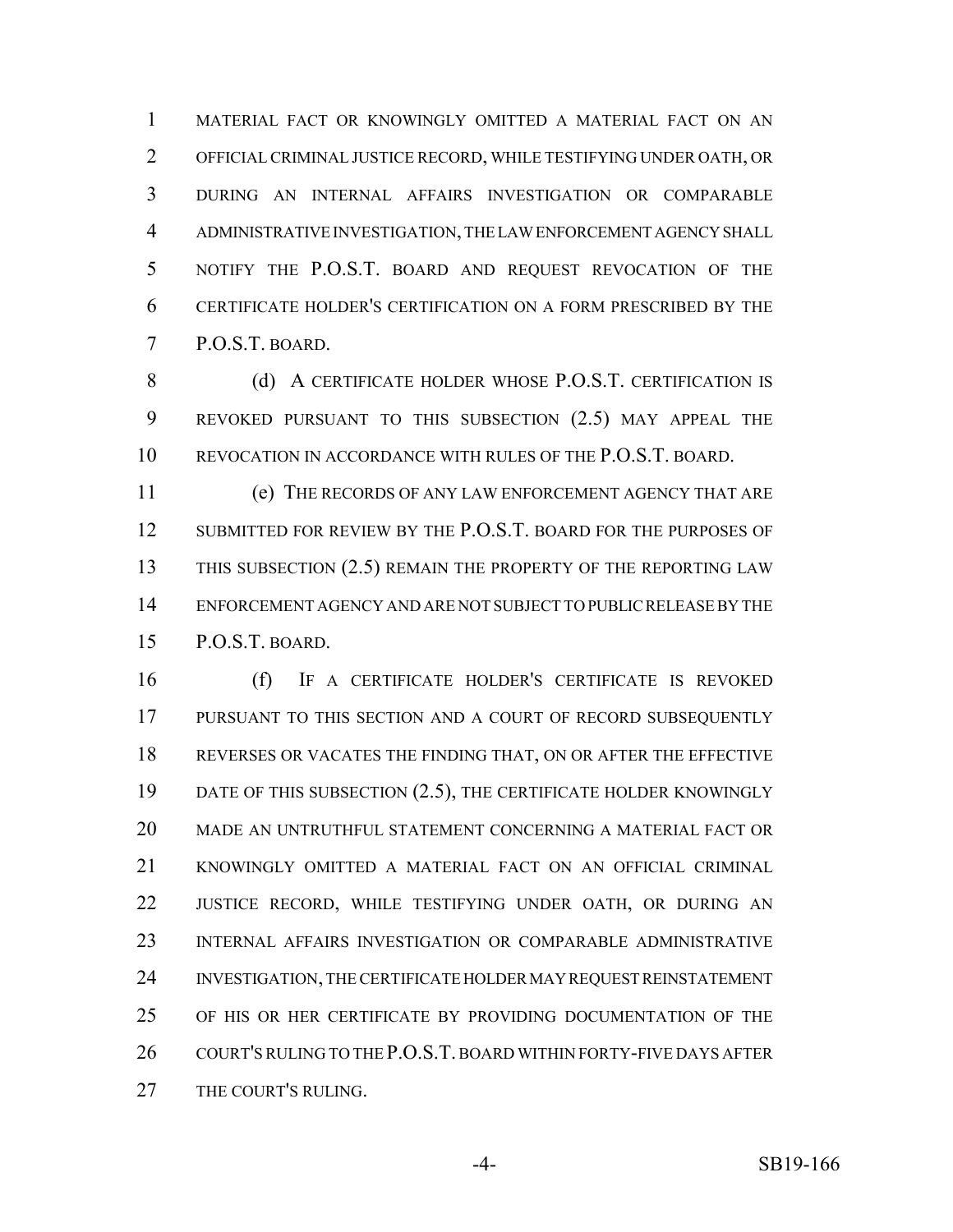MATERIAL FACT OR KNOWINGLY OMITTED A MATERIAL FACT ON AN OFFICIAL CRIMINAL JUSTICE RECORD, WHILE TESTIFYING UNDER OATH, OR DURING AN INTERNAL AFFAIRS INVESTIGATION OR COMPARABLE ADMINISTRATIVE INVESTIGATION, THE LAW ENFORCEMENT AGENCY SHALL NOTIFY THE P.O.S.T. BOARD AND REQUEST REVOCATION OF THE CERTIFICATE HOLDER'S CERTIFICATION ON A FORM PRESCRIBED BY THE P.O.S.T. BOARD.

(d) A CERTIFICATE HOLDER WHOSE P.O.S.T. CERTIFICATION IS REVOKED PURSUANT TO THIS SUBSECTION (2.5) MAY APPEAL THE REVOCATION IN ACCORDANCE WITH RULES OF THE P.O.S.T. BOARD.

(e) THE RECORDS OF ANY LAW ENFORCEMENT AGENCY THAT ARE SUBMITTED FOR REVIEW BY THE P.O.S.T. BOARD FOR THE PURPOSES OF THIS SUBSECTION (2.5) REMAIN THE PROPERTY OF THE REPORTING LAW ENFORCEMENT AGENCY AND ARE NOT SUBJECT TO PUBLIC RELEASE BY THE P.O.S.T. BOARD.

(f) IF A CERTIFICATE HOLDER'S CERTIFICATE IS REVOKED PURSUANT TO THIS SECTION AND A COURT OF RECORD SUBSEQUENTLY REVERSES OR VACATES THE FINDING THAT, ON OR AFTER THE EFFECTIVE DATE OF THIS SUBSECTION (2.5), THE CERTIFICATE HOLDER KNOWINGLY MADE AN UNTRUTHFUL STATEMENT CONCERNING A MATERIAL FACT OR KNOWINGLY OMITTED A MATERIAL FACT ON AN OFFICIAL CRIMINAL JUSTICE RECORD, WHILE TESTIFYING UNDER OATH, OR DURING AN INTERNAL AFFAIRS INVESTIGATION OR COMPARABLE ADMINISTRATIVE INVESTIGATION, THE CERTIFICATE HOLDER MAY REQUEST REINSTATEMENT OF HIS OR HER CERTIFICATE BY PROVIDING DOCUMENTATION OF THE COURT'S RULING TO THE P.O.S.T. BOARD WITHIN FORTY-FIVE DAYS AFTER THE COURT'S RULING.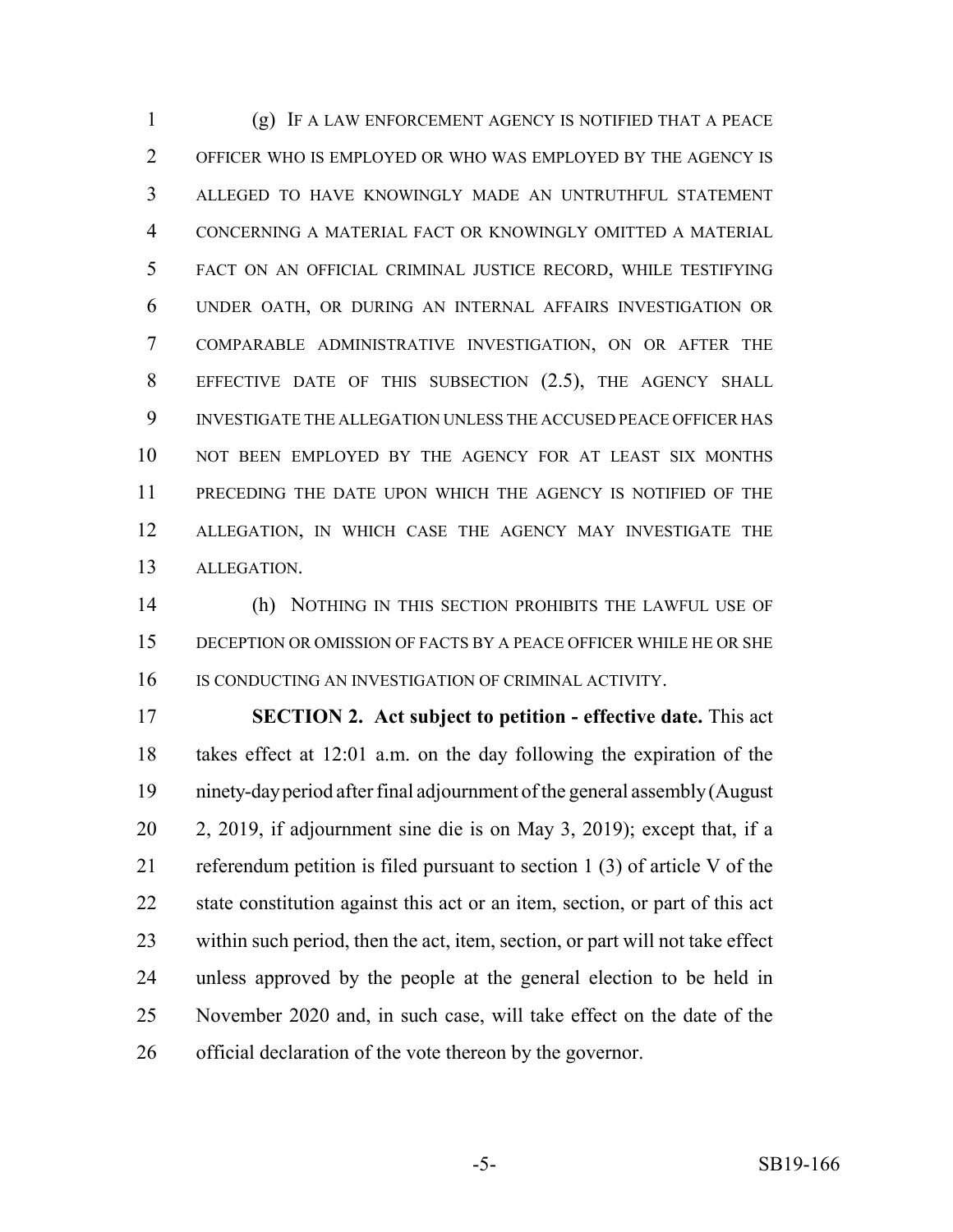(g) IF A LAW ENFORCEMENT AGENCY IS NOTIFIED THAT A PEACE OFFICER WHO IS EMPLOYED OR WHO WAS EMPLOYED BY THE AGENCY IS ALLEGED TO HAVE KNOWINGLY MADE AN UNTRUTHFUL STATEMENT CONCERNING A MATERIAL FACT OR KNOWINGLY OMITTED A MATERIAL FACT ON AN OFFICIAL CRIMINAL JUSTICE RECORD, WHILE TESTIFYING UNDER OATH, OR DURING AN INTERNAL AFFAIRS INVESTIGATION OR COMPARABLE ADMINISTRATIVE INVESTIGATION, ON OR AFTER THE EFFECTIVE DATE OF THIS SUBSECTION (2.5), THE AGENCY SHALL INVESTIGATE THE ALLEGATION UNLESS THE ACCUSED PEACE OFFICER HAS NOT BEEN EMPLOYED BY THE AGENCY FOR AT LEAST SIX MONTHS PRECEDING THE DATE UPON WHICH THE AGENCY IS NOTIFIED OF THE ALLEGATION, IN WHICH CASE THE AGENCY MAY INVESTIGATE THE ALLEGATION.

(h) NOTHING IN THIS SECTION PROHIBITS THE LAWFUL USE OF DECEPTION OR OMISSION OF FACTS BY A PEACE OFFICER WHILE HE OR SHE IS CONDUCTING AN INVESTIGATION OF CRIMINAL ACTIVITY.

**SECTION 2. Act subject to petition - effective date.** This act takes effect at 12:01 a.m. on the day following the expiration of the ninety-day period after final adjournment of the general assembly (August 2, 2019, if adjournment sine die is on May 3, 2019); except that, if a referendum petition is filed pursuant to section 1 (3) of article V of the state constitution against this act or an item, section, or part of this act within such period, then the act, item, section, or part will not take effect unless approved by the people at the general election to be held in November 2020 and, in such case, will take effect on the date of the official declaration of the vote thereon by the governor.